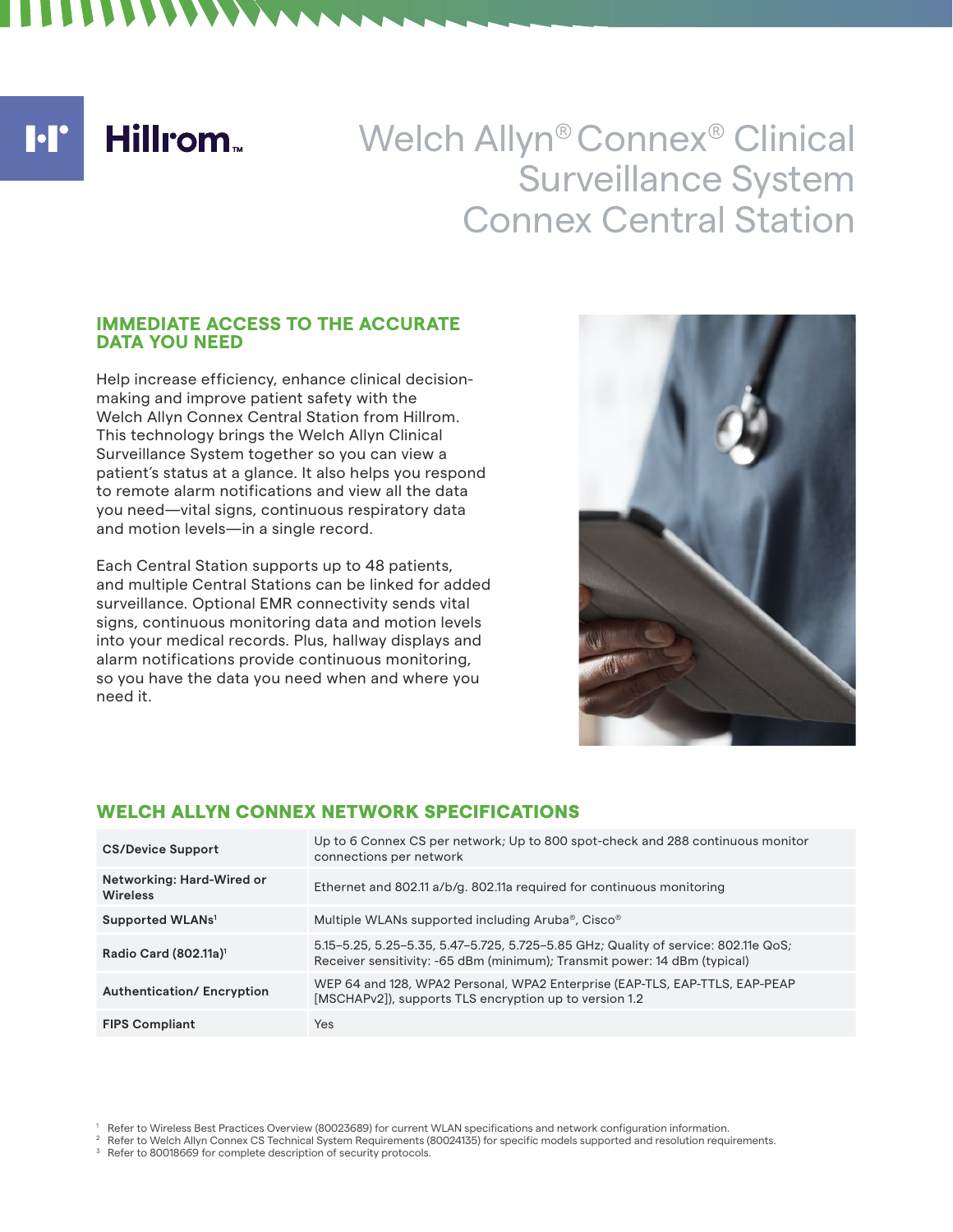Hillrom™

# Welch Allyn® Connex® Clinical Surveillance System Connex Central Station

## IMMEDIATE ACCESS TO THE ACCURATE DATA YOU NEED

Help increase efficiency, enhance clinical decision-making and improve patient safety with the Welch Allyn Connex Central Station from Hillrom. This technology brings the Welch Allyn Clinical Surveillance System together so you can view a patient's status at a glance. It also helps you respond to remote alarm notifications and view all the data you need—vital signs, continuous respiratory data and motion levels—in a single record.

Each Central Station supports up to 48 patients, and multiple Central Stations can be linked for added surveillance. Optional EMR connectivity sends vital signs, continuous monitoring data and motion levels into your medical records. Plus, hallway displays and alarm notifications provide continuous monitoring, so you have the data you need when and where you need it.

## WELCH ALLYN CONNEX NETWORK SPECIFICATIONS

| | |
|---|---|
| **CS/Device Support** | Up to 6 Connex CS per network; Up to 800 spot-check and 288 continuous monitor connections per network |
| **Networking: Hard-Wired or Wireless** | Ethernet and 802.11 a/b/g. 802.11a required for continuous monitoring |
| **Supported WLANs[1]** | Multiple WLANs supported including Aruba®, Cisco® |
| **Radio Card (802.11a)[1]** | 5.15–5.25, 5.25–5.35, 5.47–5.725, 5.725–5.85 GHz; Quality of service: 802.11e QoS; Receiver sensitivity: -65 dBm (minimum); Transmit power: 14 dBm (typical) |
| **Authentication/ Encryption** | WEP 64 and 128, WPA2 Personal, WPA2 Enterprise (EAP-TLS, EAP-TTLS, EAP-PEAP [MSCHAPv2]), supports TLS encryption up to version 1.2 |
| **FIPS Compliant** | Yes |

[1] Refer to Wireless Best Practices Overview (80023689) for current WLAN specifications and network configuration information.
[2] Refer to Welch Allyn Connex CS Technical System Requirements (80024135) for specific models supported and resolution requirements.
[3] Refer to 80018669 for complete description of security protocols.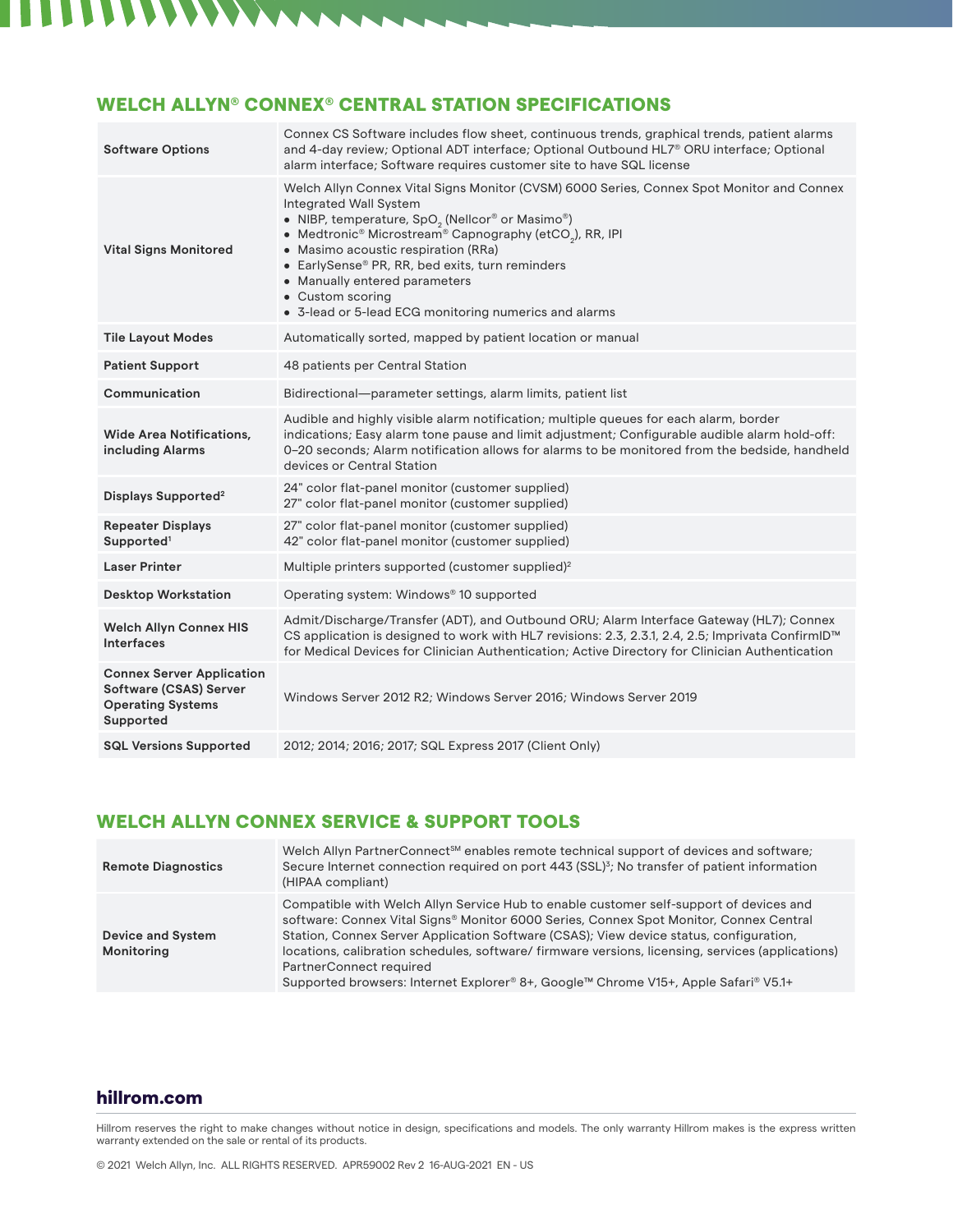## WELCH ALLYN® CONNEX® CENTRAL STATION SPECIFICATIONS

| | |
|---|---|
| **Software Options** | Connex CS Software includes flow sheet, continuous trends, graphical trends, patient alarms and 4-day review; Optional ADT interface; Optional Outbound HL7® ORU interface; Optional alarm interface; Software requires customer site to have SQL license |
| **Vital Signs Monitored** | Welch Allyn Connex Vital Signs Monitor (CVSM) 6000 Series, Connex Spot Monitor and Connex Integrated Wall System<br>• NIBP, temperature, $SpO_2$ (Nellcor® or Masimo®)<br>• Medtronic® Microstream® Capnography ($etCO_2$), RR, IPI<br>• Masimo acoustic respiration (RRa)<br>• EarlySense® PR, RR, bed exits, turn reminders<br>• Manually entered parameters<br>• Custom scoring<br>• 3-lead or 5-lead ECG monitoring numerics and alarms |
| **Tile Layout Modes** | Automatically sorted, mapped by patient location or manual |
| **Patient Support** | 48 patients per Central Station |
| **Communication** | Bidirectional—parameter settings, alarm limits, patient list |
| **Wide Area Notifications, including Alarms** | Audible and highly visible alarm notification; multiple queues for each alarm, border indications; Easy alarm tone pause and limit adjustment; Configurable audible alarm hold-off: 0–20 seconds; Alarm notification allows for alarms to be monitored from the bedside, handheld devices or Central Station |
| **Displays Supported[2]** | 24" color flat-panel monitor (customer supplied)<br>27" color flat-panel monitor (customer supplied) |
| **Repeater Displays Supported[1]** | 27" color flat-panel monitor (customer supplied)<br>42" color flat-panel monitor (customer supplied) |
| **Laser Printer** | Multiple printers supported (customer supplied)[2] |
| **Desktop Workstation** | Operating system: Windows® 10 supported |
| **Welch Allyn Connex HIS Interfaces** | Admit/Discharge/Transfer (ADT), and Outbound ORU; Alarm Interface Gateway (HL7); Connex CS application is designed to work with HL7 revisions: 2.3, 2.3.1, 2.4, 2.5; Imprivata ConfirmID™ for Medical Devices for Clinician Authentication; Active Directory for Clinician Authentication |
| **Connex Server Application Software (CSAS) Server Operating Systems Supported** | Windows Server 2012 R2; Windows Server 2016; Windows Server 2019 |
| **SQL Versions Supported** | 2012; 2014; 2016; 2017; SQL Express 2017 (Client Only) |

## WELCH ALLYN CONNEX SERVICE & SUPPORT TOOLS

| | |
|---|---|
| **Remote Diagnostics** | Welch Allyn PartnerConnect℠ enables remote technical support of devices and software; Secure Internet connection required on port 443 (SSL)[3]; No transfer of patient information (HIPAA compliant) |
| **Device and System Monitoring** | Compatible with Welch Allyn Service Hub to enable customer self-support of devices and software: Connex Vital Signs® Monitor 6000 Series, Connex Spot Monitor, Connex Central Station, Connex Server Application Software (CSAS); View device status, configuration, locations, calibration schedules, software/ firmware versions, licensing, services (applications) PartnerConnect required<br>Supported browsers: Internet Explorer® 8+, Google™ Chrome V15+, Apple Safari® V5.1+ |

**hillrom.com**

Hillrom reserves the right to make changes without notice in design, specifications and models. The only warranty Hillrom makes is the express written warranty extended on the sale or rental of its products.

© 2021 Welch Allyn, Inc. ALL RIGHTS RESERVED. APR59002 Rev 2 16-AUG-2021 EN - US